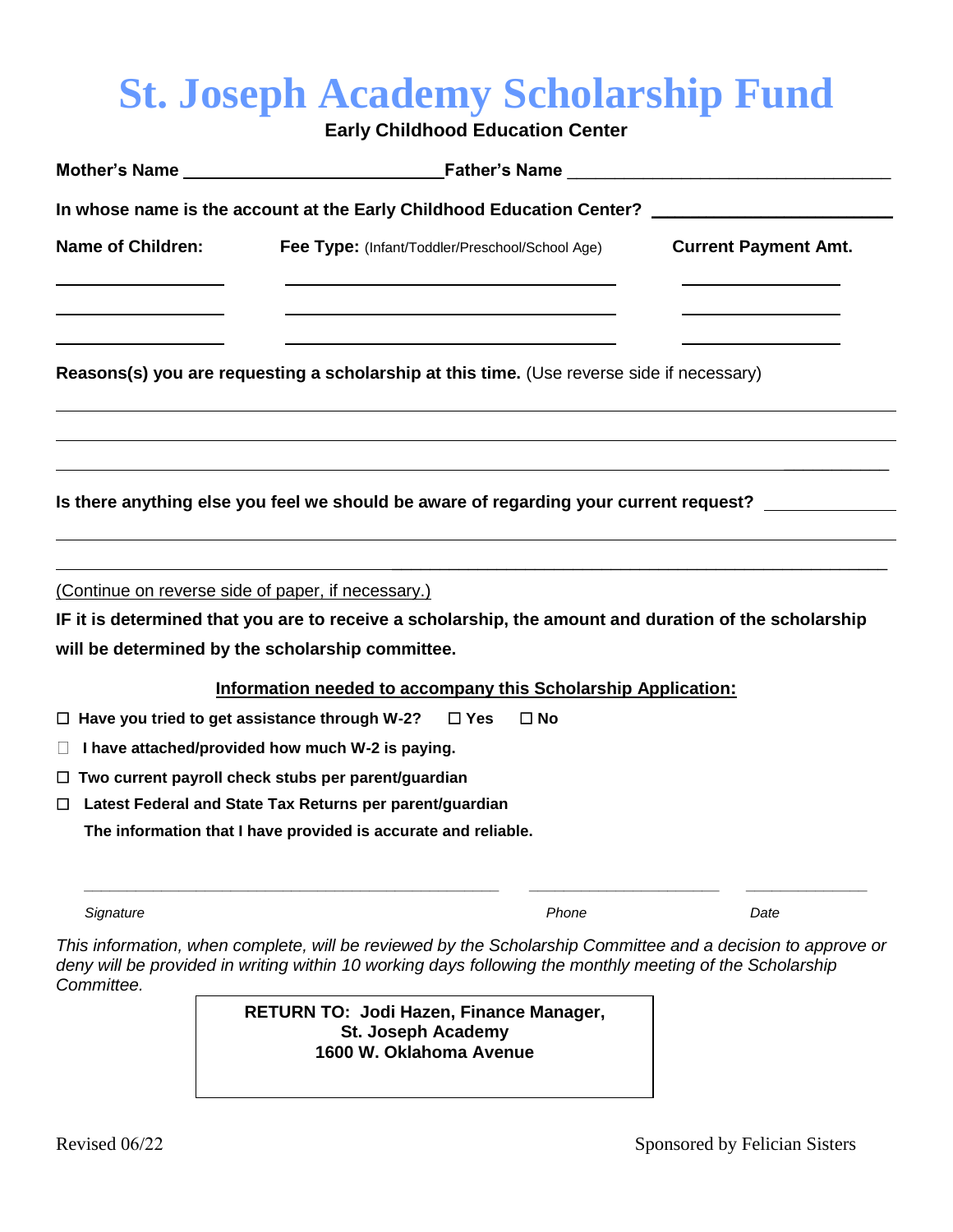# St. Joseph Academy Scholarship Fund

**Early Childhood Education Center**

**Mother's Name** ___________________________ **Father's Name** ___________________________

**In whose name is the account at the Early Childhood Education Center?** ___________________________

| Name of Children: | Fee Type: (Infant/Toddler/Preschool/School Age) | Current Payment Amt. |
|---|---|---|
| | | |
| | | |
| | | |

**Reasons(s) you are requesting a scholarship at this time.** (Use reverse side if necessary)

___________________________________________________________________________

___________________________________________________________________________

___________________________________________________________________________

**Is there anything else you feel we should be aware of regarding your current request?** ______________

___________________________________________________________________________

___________________________________________________________________________

(Continue on reverse side of paper, if necessary.)

**IF it is determined that you are to receive a scholarship, the amount and duration of the scholarship will be determined by the scholarship committee.**

**Information needed to accompany this Scholarship Application:**

- ☐ **Have you tried to get assistance through W-2?** ☐ **Yes** ☐ **No**
- ☐ **I have attached/provided how much W-2 is paying.**
- ☐ **Two current payroll check stubs per parent/guardian**
- ☐ **Latest Federal and State Tax Returns per parent/guardian**

**The information that I have provided is accurate and reliable.**

_______________________________________ _____________________ _____________

*Signature* *Phone* *Date*

*This information, when complete, will be reviewed by the Scholarship Committee and a decision to approve or deny will be provided in writing within 10 working days following the monthly meeting of the Scholarship Committee.*

**RETURN TO: Jodi Hazen, Finance Manager,**
**St. Joseph Academy**
**1600 W. Oklahoma Avenue**

Revised 06/22

Sponsored by Felician Sisters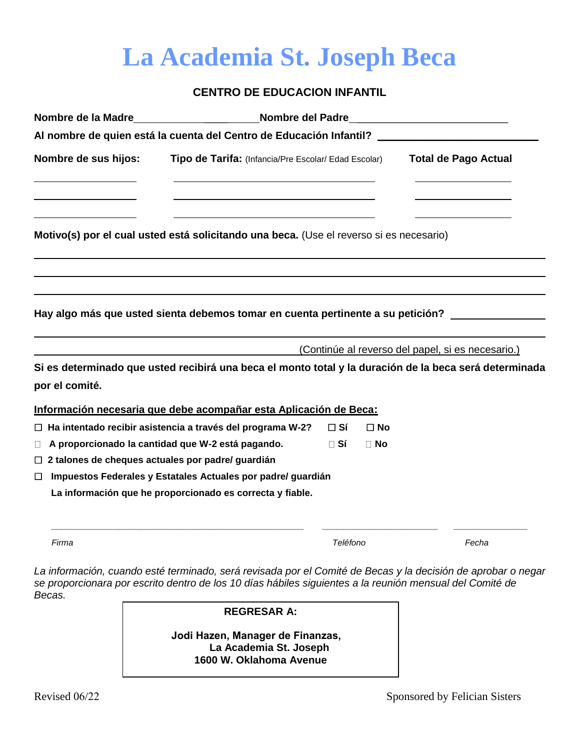# La Academia St. Joseph Beca

**CENTRO DE EDUCACION INFANTIL**

**Nombre de la Madre**\_\_\_\_\_\_\_\_\_\_\_\_\_\_\_\_\_\_\_\_\_\_\_\_\_ **Nombre del Padre**\_\_\_\_\_\_\_\_\_\_\_\_\_\_\_\_\_\_\_\_\_\_\_\_\_\_\_\_

**Al nombre de quien está la cuenta del Centro de Educación Infantil?** \_\_\_\_\_\_\_\_\_\_\_\_\_\_\_\_\_\_\_\_\_\_\_\_\_\_\_\_

| Nombre de sus hijos: | Tipo de Tarifa: (Infancia/Pre Escolar/ Edad Escolar) | Total de Pago Actual |
|---|---|---|
| | | |
| | | |
| | | |

**Motivo(s) por el cual usted está solicitando una beca.** (Use el reverso si es necesario)

\_\_\_\_\_\_\_\_\_\_\_\_\_\_\_\_\_\_\_\_\_\_\_\_\_\_\_\_\_\_\_\_\_\_\_\_\_\_\_\_\_\_\_\_\_\_\_\_\_\_\_\_\_\_\_\_\_\_\_\_

\_\_\_\_\_\_\_\_\_\_\_\_\_\_\_\_\_\_\_\_\_\_\_\_\_\_\_\_\_\_\_\_\_\_\_\_\_\_\_\_\_\_\_\_\_\_\_\_\_\_\_\_\_\_\_\_\_\_\_\_

\_\_\_\_\_\_\_\_\_\_\_\_\_\_\_\_\_\_\_\_\_\_\_\_\_\_\_\_\_\_\_\_\_\_\_\_\_\_\_\_\_\_\_\_\_\_\_\_\_\_\_\_\_\_\_\_\_\_\_\_

**Hay algo más que usted sienta debemos tomar en cuenta pertinente a su petición?** \_\_\_\_\_\_\_\_\_\_\_\_\_\_\_\_

\_\_\_\_\_\_\_\_\_\_\_\_\_\_\_\_\_\_\_\_\_\_\_\_\_\_\_\_\_\_\_\_\_\_\_\_\_\_\_\_\_\_\_\_\_\_\_\_\_\_\_\_\_\_\_\_\_\_\_\_

\_\_\_\_\_\_\_\_\_\_\_\_\_\_\_\_\_\_\_\_\_\_\_\_\_\_\_\_\_\_\_\_\_\_ (Continúe al reverso del papel, si es necesario.)

**Si es determinado que usted recibirá una beca el monto total y la duración de la beca será determinada por el comité.**

**Información necesaria que debe acompañar esta Aplicación de Beca:**

- ☐ **Ha intentado recibir asistencia a través del programa W-2?** ☐ **Sí** ☐ **No**
- ☐ **A proporcionado la cantidad que W-2 está pagando.** ☐ **Sí** ☐ **No**
- ☐ **2 talones de cheques actuales por padre/ guardián**
- ☐ **Impuestos Federales y Estatales Actuales por padre/ guardián**

**La información que he proporcionado es correcta y fiable.**

\_\_\_\_\_\_\_\_\_\_\_\_\_\_\_\_\_\_\_\_\_\_\_\_\_\_\_\_\_\_\_\_ \_\_\_\_\_\_\_\_\_\_\_\_\_\_\_\_ \_\_\_\_\_\_\_\_\_\_

*Firma* *Teléfono* *Fecha*

*La información, cuando esté terminado, será revisada por el Comité de Becas y la decisión de aprobar o negar se proporcionara por escrito dentro de los 10 días hábiles siguientes a la reunión mensual del Comité de Becas.*

**REGRESAR A:**

**Jodi Hazen, Manager de Finanzas,**
**La Academia St. Joseph**
**1600 W. Oklahoma Avenue**

Revised 06/22

Sponsored by Felician Sisters